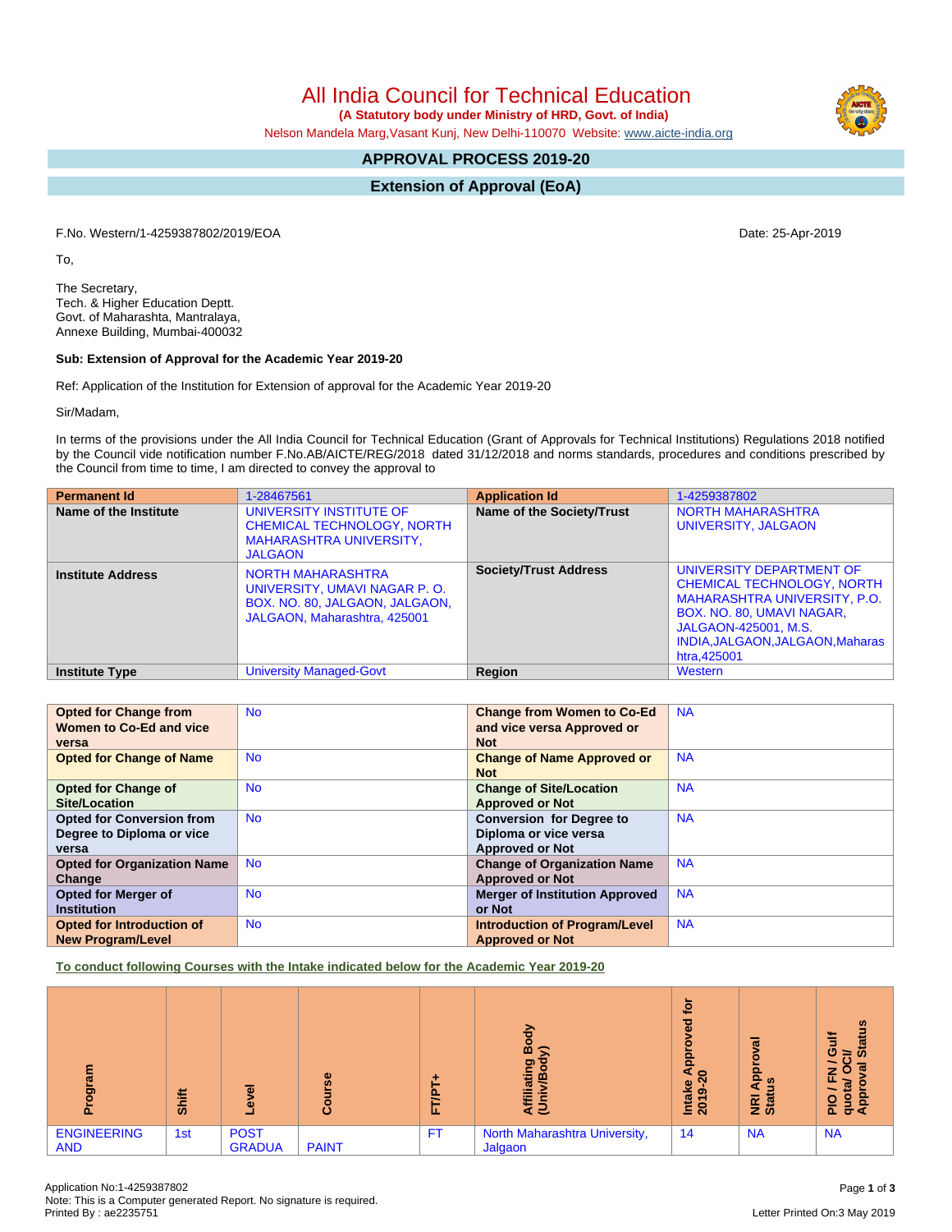# All India Council for Technical Education

**(A Statutory body under Ministry of HRD, Govt. of India)**

Nelson Mandela Marg,Vasant Kunj, New Delhi-110070 Website: www.aicte-india.org

## APPROVAL PROCESS 2019-20

## Extension of Approval (EoA)

F.No. Western/1-4259387802/2019/EOA

Date: 25-Apr-2019

To,

The Secretary,
Tech. & Higher Education Deptt.
Govt. of Maharashta, Mantralaya,
Annexe Building, Mumbai-400032

**Sub: Extension of Approval for the Academic Year 2019-20**

Ref: Application of the Institution for Extension of approval for the Academic Year 2019-20

Sir/Madam,

In terms of the provisions under the All India Council for Technical Education (Grant of Approvals for Technical Institutions) Regulations 2018 notified by the Council vide notification number F.No.AB/AICTE/REG/2018 dated 31/12/2018 and norms standards, procedures and conditions prescribed by the Council from time to time, I am directed to convey the approval to

| **Permanent Id** | 1-28467561 | **Application Id** | 1-4259387802 |
|---|---|---|---|
| **Name of the Institute** | UNIVERSITY INSTITUTE OF CHEMICAL TECHNOLOGY, NORTH MAHARASHTRA UNIVERSITY, JALGAON | **Name of the Society/Trust** | NORTH MAHARASHTRA UNIVERSITY, JALGAON |
| **Institute Address** | NORTH MAHARASHTRA UNIVERSITY, UMAVI NAGAR P. O. BOX. NO. 80, JALGAON, JALGAON, JALGAON, Maharashtra, 425001 | **Society/Trust Address** | UNIVERSITY DEPARTMENT OF CHEMICAL TECHNOLOGY, NORTH MAHARASHTRA UNIVERSITY, P.O. BOX. NO. 80, UMAVI NAGAR, JALGAON-425001, M.S. INDIA,JALGAON,JALGAON,Maharashtra,425001 |
| **Institute Type** | University Managed-Govt | **Region** | Western |

| | | | |
|---|---|---|---|
| **Opted for Change from Women to Co-Ed and vice versa** | No | **Change from Women to Co-Ed and vice versa Approved or Not** | NA |
| **Opted for Change of Name** | No | **Change of Name Approved or Not** | NA |
| **Opted for Change of Site/Location** | No | **Change of Site/Location Approved or Not** | NA |
| **Opted for Conversion from Degree to Diploma or vice versa** | No | **Conversion for Degree to Diploma or vice versa Approved or Not** | NA |
| **Opted for Organization Name Change** | No | **Change of Organization Name Approved or Not** | NA |
| **Opted for Merger of Institution** | No | **Merger of Institution Approved or Not** | NA |
| **Opted for Introduction of New Program/Level** | No | **Introduction of Program/Level Approved or Not** | NA |

**To conduct following Courses with the Intake indicated below for the Academic Year 2019-20**

| Program | Shift | Level | Course | FT/PT+ | Affiliating Body (Univ/Body) | Intake Approved for 2019-20 | NRI Approval Status | PIO / FN / Gulf quota/ OCI/ Approval Status |
|---|---|---|---|---|---|---|---|---|
| ENGINEERING AND | 1st | POST GRADUA | PAINT | FT | North Maharashtra University, Jalgaon | 14 | NA | NA |

Application No:1-4259387802
Note: This is a Computer generated Report. No signature is required.
Printed By : ae2235751

Letter Printed On:3 May 2019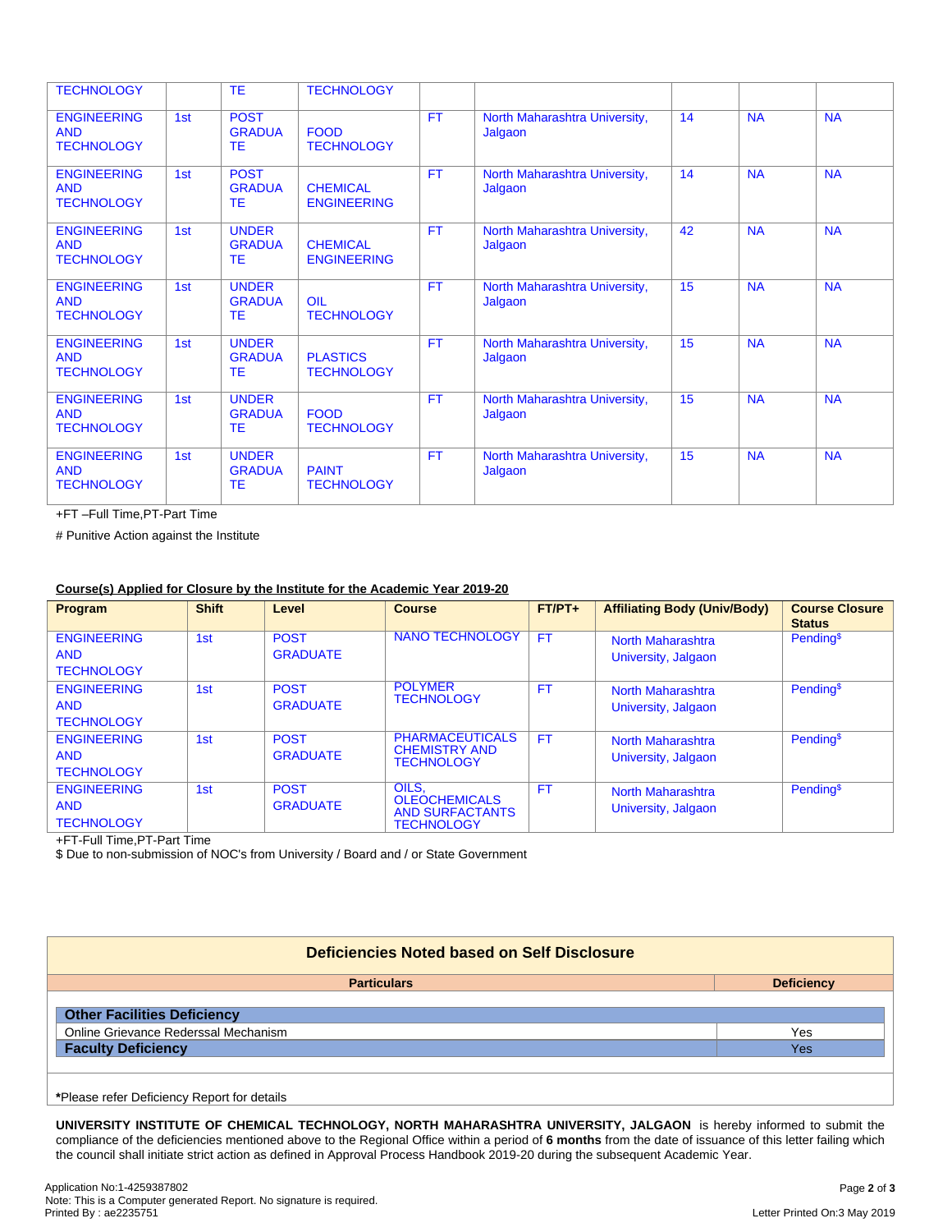| | | | | | | | | |
|---|---|---|---|---|---|---|---|---|
| TECHNOLOGY | | TE | TECHNOLOGY | | | | | |
| ENGINEERING AND TECHNOLOGY | 1st | POST GRADUATE | FOOD TECHNOLOGY | FT | North Maharashtra University, Jalgaon | 14 | NA | NA |
| ENGINEERING AND TECHNOLOGY | 1st | POST GRADUATE | CHEMICAL ENGINEERING | FT | North Maharashtra University, Jalgaon | 14 | NA | NA |
| ENGINEERING AND TECHNOLOGY | 1st | UNDER GRADUATE | CHEMICAL ENGINEERING | FT | North Maharashtra University, Jalgaon | 42 | NA | NA |
| ENGINEERING AND TECHNOLOGY | 1st | UNDER GRADUATE | OIL TECHNOLOGY | FT | North Maharashtra University, Jalgaon | 15 | NA | NA |
| ENGINEERING AND TECHNOLOGY | 1st | UNDER GRADUATE | PLASTICS TECHNOLOGY | FT | North Maharashtra University, Jalgaon | 15 | NA | NA |
| ENGINEERING AND TECHNOLOGY | 1st | UNDER GRADUATE | FOOD TECHNOLOGY | FT | North Maharashtra University, Jalgaon | 15 | NA | NA |
| ENGINEERING AND TECHNOLOGY | 1st | UNDER GRADUATE | PAINT TECHNOLOGY | FT | North Maharashtra University, Jalgaon | 15 | NA | NA |

+FT –Full Time,PT-Part Time

# Punitive Action against the Institute

**Course(s) Applied for Closure by the Institute for the Academic Year 2019-20**

| Program | Shift | Level | Course | FT/PT+ | Affiliating Body (Univ/Body) | Course Closure Status |
|---|---|---|---|---|---|---|
| ENGINEERING AND TECHNOLOGY | 1st | POST GRADUATE | NANO TECHNOLOGY | FT | North Maharashtra University, Jalgaon | Pending$ |
| ENGINEERING AND TECHNOLOGY | 1st | POST GRADUATE | POLYMER TECHNOLOGY | FT | North Maharashtra University, Jalgaon | Pending$ |
| ENGINEERING AND TECHNOLOGY | 1st | POST GRADUATE | PHARMACEUTICALS CHEMISTRY AND TECHNOLOGY | FT | North Maharashtra University, Jalgaon | Pending$ |
| ENGINEERING AND TECHNOLOGY | 1st | POST GRADUATE | OILS, OLEOCHEMICALS AND SURFACTANTS TECHNOLOGY | FT | North Maharashtra University, Jalgaon | Pending$ |

+FT-Full Time,PT-Part Time

$ Due to non-submission of NOC's from University / Board and / or State Government

## Deficiencies Noted based on Self Disclosure

| Particulars | Deficiency |
|---|---|
| **Other Facilities Deficiency** | |
| Online Grievance Rederssal Mechanism | Yes |
| **Faculty Deficiency** | Yes |

*Please refer Deficiency Report for details

**UNIVERSITY INSTITUTE OF CHEMICAL TECHNOLOGY, NORTH MAHARASHTRA UNIVERSITY, JALGAON** is hereby informed to submit the compliance of the deficiencies mentioned above to the Regional Office within a period of **6 months** from the date of issuance of this letter failing which the council shall initiate strict action as defined in Approval Process Handbook 2019-20 during the subsequent Academic Year.

Application No:1-4259387802
Note: This is a Computer generated Report. No signature is required.
Printed By : ae2235751

Letter Printed On:3 May 2019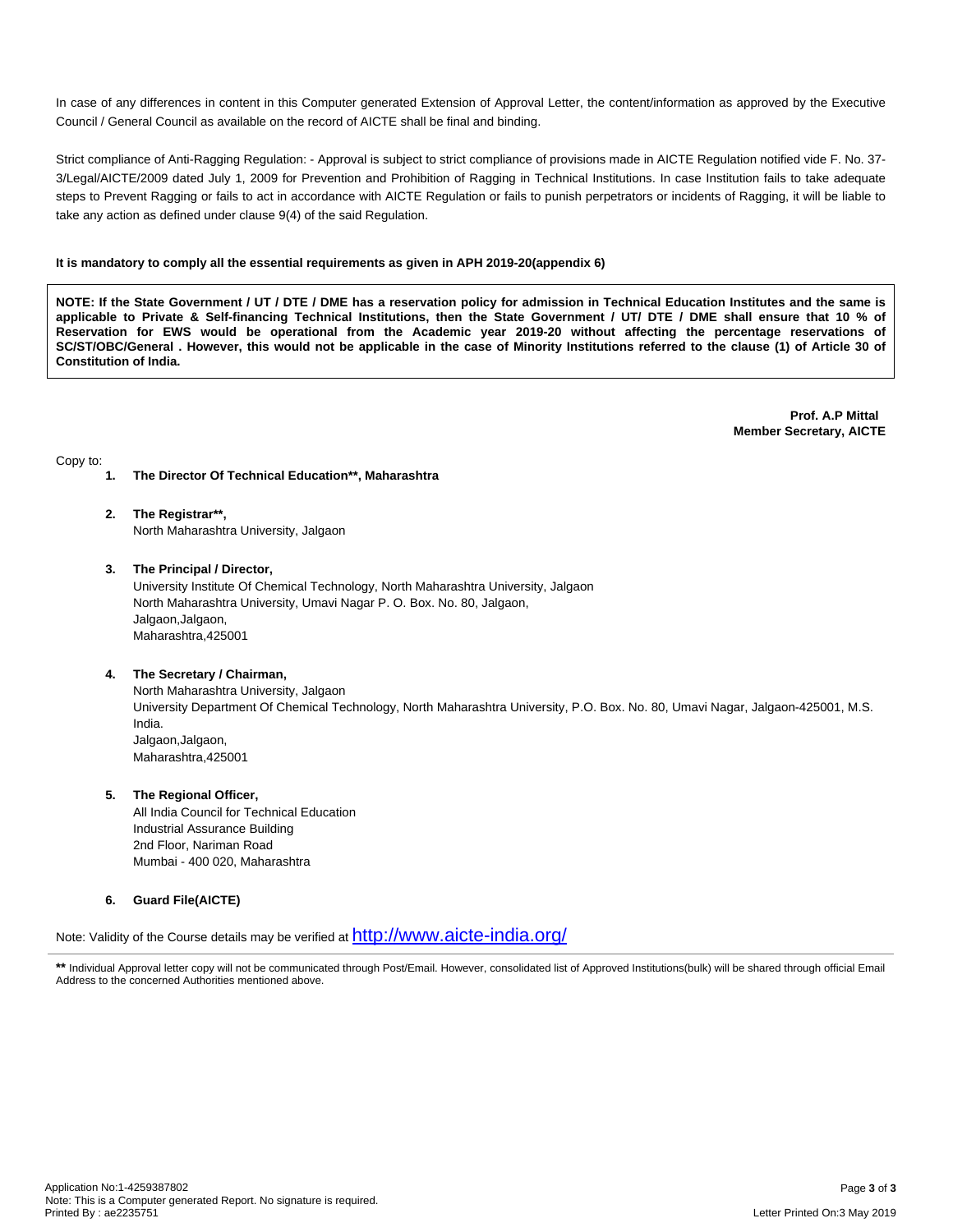In case of any differences in content in this Computer generated Extension of Approval Letter, the content/information as approved by the Executive Council / General Council as available on the record of AICTE shall be final and binding.

Strict compliance of Anti-Ragging Regulation: - Approval is subject to strict compliance of provisions made in AICTE Regulation notified vide F. No. 37-3/Legal/AICTE/2009 dated July 1, 2009 for Prevention and Prohibition of Ragging in Technical Institutions. In case Institution fails to take adequate steps to Prevent Ragging or fails to act in accordance with AICTE Regulation or fails to punish perpetrators or incidents of Ragging, it will be liable to take any action as defined under clause 9(4) of the said Regulation.

**It is mandatory to comply all the essential requirements as given in APH 2019-20(appendix 6)**

**NOTE: If the State Government / UT / DTE / DME has a reservation policy for admission in Technical Education Institutes and the same is applicable to Private & Self-financing Technical Institutions, then the State Government / UT/ DTE / DME shall ensure that 10 % of Reservation for EWS would be operational from the Academic year 2019-20 without affecting the percentage reservations of SC/ST/OBC/General . However, this would not be applicable in the case of Minority Institutions referred to the clause (1) of Article 30 of Constitution of India.**

**Prof. A.P Mittal**
**Member Secretary, AICTE**

Copy to:

1. **The Director Of Technical Education**, Maharashtra**

2. **The Registrar**,**
   North Maharashtra University, Jalgaon

3. **The Principal / Director,**
   University Institute Of Chemical Technology, North Maharashtra University, Jalgaon
   North Maharashtra University, Umavi Nagar P. O. Box. No. 80, Jalgaon,
   Jalgaon,Jalgaon,
   Maharashtra,425001

4. **The Secretary / Chairman,**
   North Maharashtra University, Jalgaon
   University Department Of Chemical Technology, North Maharashtra University, P.O. Box. No. 80, Umavi Nagar, Jalgaon-425001, M.S. India.
   Jalgaon,Jalgaon,
   Maharashtra,425001

5. **The Regional Officer,**
   All India Council for Technical Education
   Industrial Assurance Building
   2nd Floor, Nariman Road
   Mumbai - 400 020, Maharashtra

6. **Guard File(AICTE)**

Note: Validity of the Course details may be verified at http://www.aicte-india.org/

---

**** Individual Approval letter copy will not be communicated through Post/Email. However, consolidated list of Approved Institutions(bulk) will be shared through official Email Address to the concerned Authorities mentioned above.

Application No:1-4259387802
Note: This is a Computer generated Report. No signature is required.
Printed By : ae2235751

Letter Printed On:3 May 2019